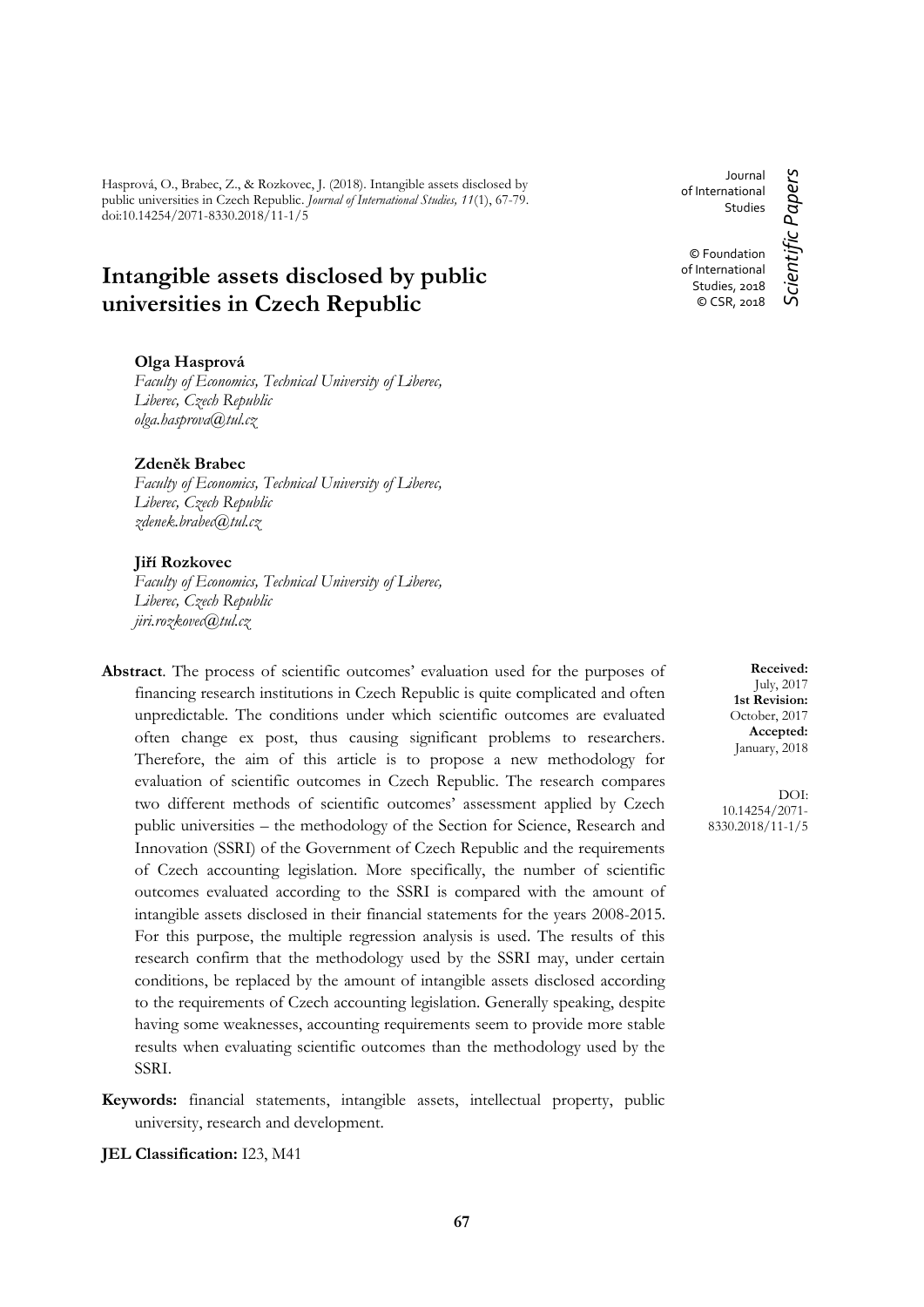Hasprová, O., Brabec, Z., & Rozkovec, J. (2018). Intangible assets disclosed by public universities in Czech Republic. *Journal of International Studies, 11*(1), 67-79. doi:10.14254/2071-8330.2018/11-1/5

Journal of International Studies

© Foundation of International Studies, 2018
© CSR, 2018

*Scientific Papers*

# Intangible assets disclosed by public universities in Czech Republic

**Olga Hasprová**
*Faculty of Economics, Technical University of Liberec, Liberec, Czech Republic*
*olga.hasprova@tul.cz*

**Zdeněk Brabec**
*Faculty of Economics, Technical University of Liberec, Liberec, Czech Republic*
*zdenek.brabec@tul.cz*

**Jiří Rozkovec**
*Faculty of Economics, Technical University of Liberec, Liberec, Czech Republic*
*jiri.rozkovec@tul.cz*

**Received:** July, 2017
**1st Revision:** October, 2017
**Accepted:** January, 2018

DOI: 10.14254/2071-8330.2018/11-1/5

**Abstract**. The process of scientific outcomes' evaluation used for the purposes of financing research institutions in Czech Republic is quite complicated and often unpredictable. The conditions under which scientific outcomes are evaluated often change ex post, thus causing significant problems to researchers. Therefore, the aim of this article is to propose a new methodology for evaluation of scientific outcomes in Czech Republic. The research compares two different methods of scientific outcomes' assessment applied by Czech public universities – the methodology of the Section for Science, Research and Innovation (SSRI) of the Government of Czech Republic and the requirements of Czech accounting legislation. More specifically, the number of scientific outcomes evaluated according to the SSRI is compared with the amount of intangible assets disclosed in their financial statements for the years 2008-2015. For this purpose, the multiple regression analysis is used. The results of this research confirm that the methodology used by the SSRI may, under certain conditions, be replaced by the amount of intangible assets disclosed according to the requirements of Czech accounting legislation. Generally speaking, despite having some weaknesses, accounting requirements seem to provide more stable results when evaluating scientific outcomes than the methodology used by the SSRI.

**Keywords:** financial statements, intangible assets, intellectual property, public university, research and development.

**JEL Classification:** I23, M41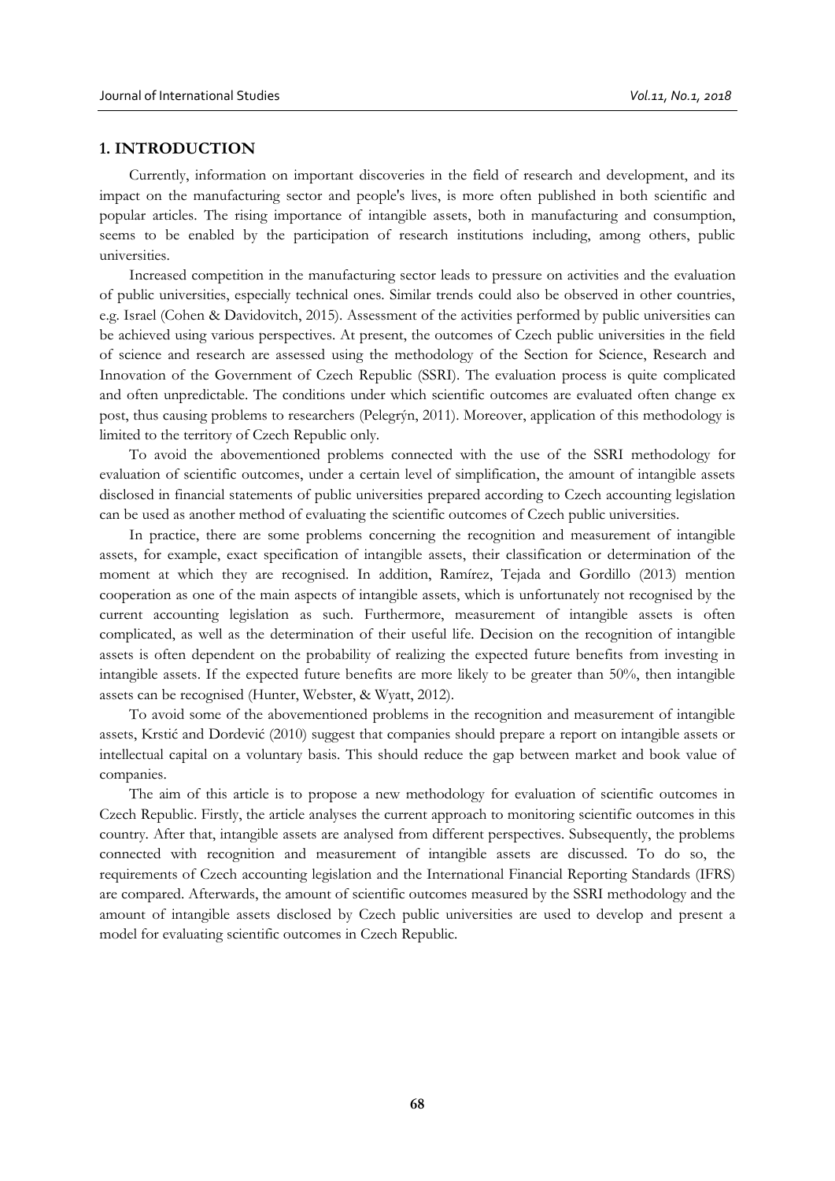## 1. INTRODUCTION

Currently, information on important discoveries in the field of research and development, and its impact on the manufacturing sector and people's lives, is more often published in both scientific and popular articles. The rising importance of intangible assets, both in manufacturing and consumption, seems to be enabled by the participation of research institutions including, among others, public universities.

Increased competition in the manufacturing sector leads to pressure on activities and the evaluation of public universities, especially technical ones. Similar trends could also be observed in other countries, e.g. Israel (Cohen & Davidovitch, 2015). Assessment of the activities performed by public universities can be achieved using various perspectives. At present, the outcomes of Czech public universities in the field of science and research are assessed using the methodology of the Section for Science, Research and Innovation of the Government of Czech Republic (SSRI). The evaluation process is quite complicated and often unpredictable. The conditions under which scientific outcomes are evaluated often change ex post, thus causing problems to researchers (Pelegrýn, 2011). Moreover, application of this methodology is limited to the territory of Czech Republic only.

To avoid the abovementioned problems connected with the use of the SSRI methodology for evaluation of scientific outcomes, under a certain level of simplification, the amount of intangible assets disclosed in financial statements of public universities prepared according to Czech accounting legislation can be used as another method of evaluating the scientific outcomes of Czech public universities.

In practice, there are some problems concerning the recognition and measurement of intangible assets, for example, exact specification of intangible assets, their classification or determination of the moment at which they are recognised. In addition, Ramírez, Tejada and Gordillo (2013) mention cooperation as one of the main aspects of intangible assets, which is unfortunately not recognised by the current accounting legislation as such. Furthermore, measurement of intangible assets is often complicated, as well as the determination of their useful life. Decision on the recognition of intangible assets is often dependent on the probability of realizing the expected future benefits from investing in intangible assets. If the expected future benefits are more likely to be greater than 50%, then intangible assets can be recognised (Hunter, Webster, & Wyatt, 2012).

To avoid some of the abovementioned problems in the recognition and measurement of intangible assets, Krstić and Dordević (2010) suggest that companies should prepare a report on intangible assets or intellectual capital on a voluntary basis. This should reduce the gap between market and book value of companies.

The aim of this article is to propose a new methodology for evaluation of scientific outcomes in Czech Republic. Firstly, the article analyses the current approach to monitoring scientific outcomes in this country. After that, intangible assets are analysed from different perspectives. Subsequently, the problems connected with recognition and measurement of intangible assets are discussed. To do so, the requirements of Czech accounting legislation and the International Financial Reporting Standards (IFRS) are compared. Afterwards, the amount of scientific outcomes measured by the SSRI methodology and the amount of intangible assets disclosed by Czech public universities are used to develop and present a model for evaluating scientific outcomes in Czech Republic.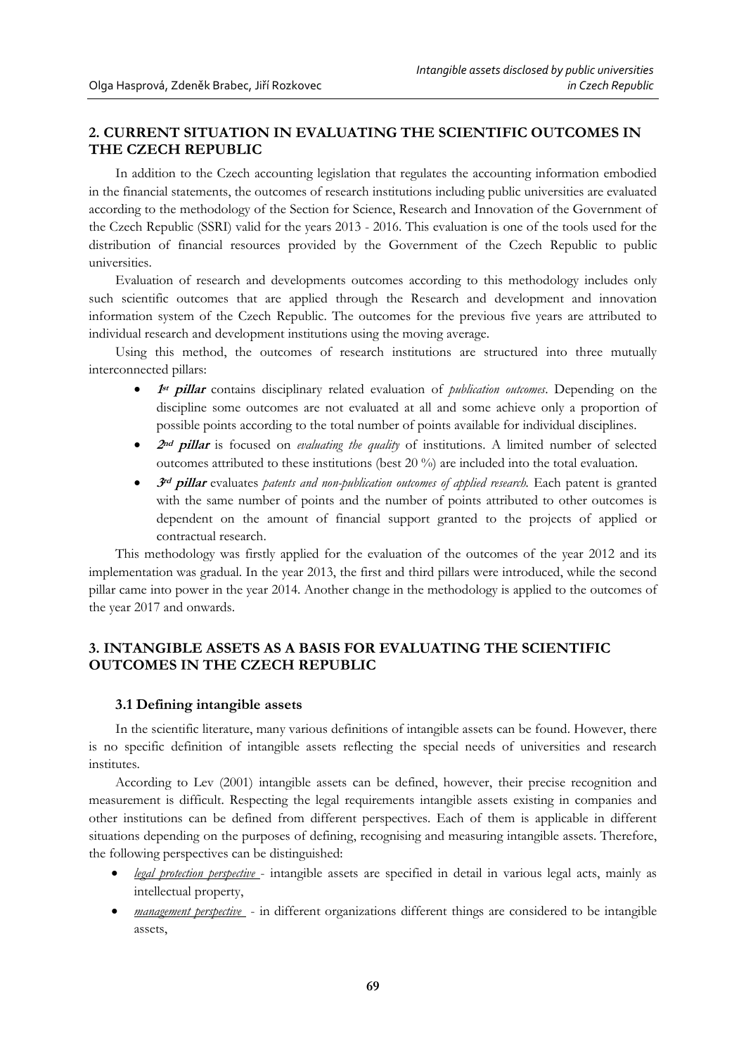## 2. CURRENT SITUATION IN EVALUATING THE SCIENTIFIC OUTCOMES IN THE CZECH REPUBLIC

In addition to the Czech accounting legislation that regulates the accounting information embodied in the financial statements, the outcomes of research institutions including public universities are evaluated according to the methodology of the Section for Science, Research and Innovation of the Government of the Czech Republic (SSRI) valid for the years 2013 - 2016. This evaluation is one of the tools used for the distribution of financial resources provided by the Government of the Czech Republic to public universities.

Evaluation of research and developments outcomes according to this methodology includes only such scientific outcomes that are applied through the Research and development and innovation information system of the Czech Republic. The outcomes for the previous five years are attributed to individual research and development institutions using the moving average.

Using this method, the outcomes of research institutions are structured into three mutually interconnected pillars:

- ***1st pillar*** contains disciplinary related evaluation of *publication outcomes*. Depending on the discipline some outcomes are not evaluated at all and some achieve only a proportion of possible points according to the total number of points available for individual disciplines.
- ***2nd pillar*** is focused on *evaluating the quality* of institutions. A limited number of selected outcomes attributed to these institutions (best 20 %) are included into the total evaluation.
- ***3rd pillar*** evaluates *patents and non-publication outcomes of applied research.* Each patent is granted with the same number of points and the number of points attributed to other outcomes is dependent on the amount of financial support granted to the projects of applied or contractual research.

This methodology was firstly applied for the evaluation of the outcomes of the year 2012 and its implementation was gradual. In the year 2013, the first and third pillars were introduced, while the second pillar came into power in the year 2014. Another change in the methodology is applied to the outcomes of the year 2017 and onwards.

## 3. INTANGIBLE ASSETS AS A BASIS FOR EVALUATING THE SCIENTIFIC OUTCOMES IN THE CZECH REPUBLIC

### 3.1 Defining intangible assets

In the scientific literature, many various definitions of intangible assets can be found. However, there is no specific definition of intangible assets reflecting the special needs of universities and research institutes.

According to Lev (2001) intangible assets can be defined, however, their precise recognition and measurement is difficult. Respecting the legal requirements intangible assets existing in companies and other institutions can be defined from different perspectives. Each of them is applicable in different situations depending on the purposes of defining, recognising and measuring intangible assets. Therefore, the following perspectives can be distinguished:

- *legal protection perspective* - intangible assets are specified in detail in various legal acts, mainly as intellectual property,
- *management perspective* - in different organizations different things are considered to be intangible assets,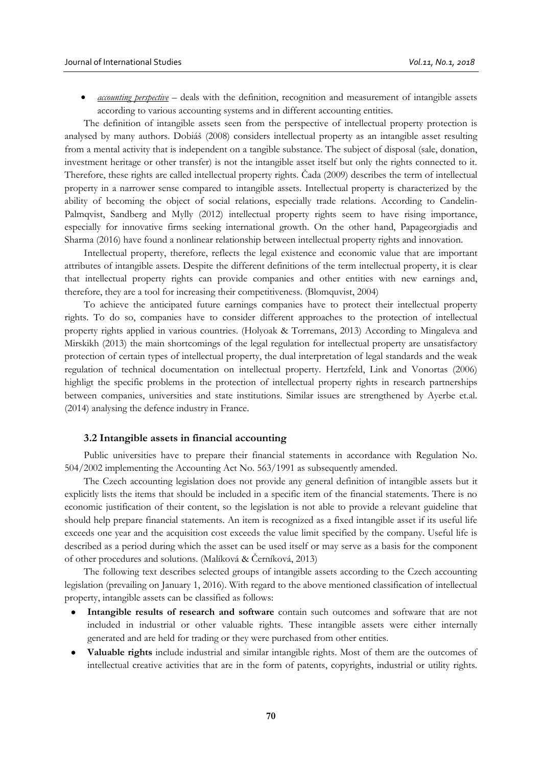- *accounting perspective* – deals with the definition, recognition and measurement of intangible assets according to various accounting systems and in different accounting entities.

The definition of intangible assets seen from the perspective of intellectual property protection is analysed by many authors. Dobiáš (2008) considers intellectual property as an intangible asset resulting from a mental activity that is independent on a tangible substance. The subject of disposal (sale, donation, investment heritage or other transfer) is not the intangible asset itself but only the rights connected to it. Therefore, these rights are called intellectual property rights. Čada (2009) describes the term of intellectual property in a narrower sense compared to intangible assets. Intellectual property is characterized by the ability of becoming the object of social relations, especially trade relations. According to Candelin-Palmqvist, Sandberg and Mylly (2012) intellectual property rights seem to have rising importance, especially for innovative firms seeking international growth. On the other hand, Papageorgiadis and Sharma (2016) have found a nonlinear relationship between intellectual property rights and innovation.

Intellectual property, therefore, reflects the legal existence and economic value that are important attributes of intangible assets. Despite the different definitions of the term intellectual property, it is clear that intellectual property rights can provide companies and other entities with new earnings and, therefore, they are a tool for increasing their competitiveness. (Blomqvist, 2004)

To achieve the anticipated future earnings companies have to protect their intellectual property rights. To do so, companies have to consider different approaches to the protection of intellectual property rights applied in various countries. (Holyoak & Torremans, 2013) According to Mingaleva and Mirskikh (2013) the main shortcomings of the legal regulation for intellectual property are unsatisfactory protection of certain types of intellectual property, the dual interpretation of legal standards and the weak regulation of technical documentation on intellectual property. Hertzfeld, Link and Vonortas (2006) highligt the specific problems in the protection of intellectual property rights in research partnerships between companies, universities and state institutions. Similar issues are strengthened by Ayerbe et.al. (2014) analysing the defence industry in France.

### 3.2 Intangible assets in financial accounting

Public universities have to prepare their financial statements in accordance with Regulation No. 504/2002 implementing the Accounting Act No. 563/1991 as subsequently amended.

The Czech accounting legislation does not provide any general definition of intangible assets but it explicitly lists the items that should be included in a specific item of the financial statements. There is no economic justification of their content, so the legislation is not able to provide a relevant guideline that should help prepare financial statements. An item is recognized as a fixed intangible asset if its useful life exceeds one year and the acquisition cost exceeds the value limit specified by the company. Useful life is described as a period during which the asset can be used itself or may serve as a basis for the component of other procedures and solutions. (Malíková & Černíková, 2013)

The following text describes selected groups of intangible assets according to the Czech accounting legislation (prevailing on January 1, 2016). With regard to the above mentioned classification of intellectual property, intangible assets can be classified as follows:

- **Intangible results of research and software** contain such outcomes and software that are not included in industrial or other valuable rights. These intangible assets were either internally generated and are held for trading or they were purchased from other entities.
- **Valuable rights** include industrial and similar intangible rights. Most of them are the outcomes of intellectual creative activities that are in the form of patents, copyrights, industrial or utility rights.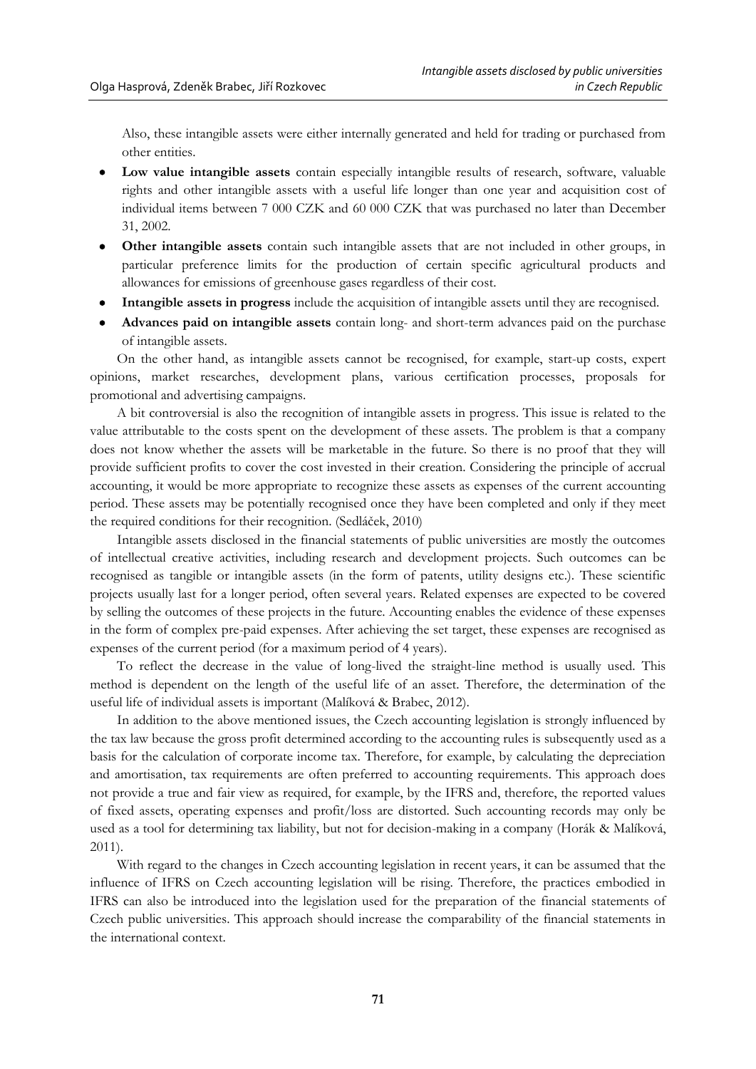Also, these intangible assets were either internally generated and held for trading or purchased from other entities.

- **Low value intangible assets** contain especially intangible results of research, software, valuable rights and other intangible assets with a useful life longer than one year and acquisition cost of individual items between 7 000 CZK and 60 000 CZK that was purchased no later than December 31, 2002.
- **Other intangible assets** contain such intangible assets that are not included in other groups, in particular preference limits for the production of certain specific agricultural products and allowances for emissions of greenhouse gases regardless of their cost.
- **Intangible assets in progress** include the acquisition of intangible assets until they are recognised.
- **Advances paid on intangible assets** contain long- and short-term advances paid on the purchase of intangible assets.

On the other hand, as intangible assets cannot be recognised, for example, start-up costs, expert opinions, market researches, development plans, various certification processes, proposals for promotional and advertising campaigns.

A bit controversial is also the recognition of intangible assets in progress. This issue is related to the value attributable to the costs spent on the development of these assets. The problem is that a company does not know whether the assets will be marketable in the future. So there is no proof that they will provide sufficient profits to cover the cost invested in their creation. Considering the principle of accrual accounting, it would be more appropriate to recognize these assets as expenses of the current accounting period. These assets may be potentially recognised once they have been completed and only if they meet the required conditions for their recognition. (Sedláček, 2010)

Intangible assets disclosed in the financial statements of public universities are mostly the outcomes of intellectual creative activities, including research and development projects. Such outcomes can be recognised as tangible or intangible assets (in the form of patents, utility designs etc.). These scientific projects usually last for a longer period, often several years. Related expenses are expected to be covered by selling the outcomes of these projects in the future. Accounting enables the evidence of these expenses in the form of complex pre-paid expenses. After achieving the set target, these expenses are recognised as expenses of the current period (for a maximum period of 4 years).

To reflect the decrease in the value of long-lived the straight-line method is usually used. This method is dependent on the length of the useful life of an asset. Therefore, the determination of the useful life of individual assets is important (Malíková & Brabec, 2012).

In addition to the above mentioned issues, the Czech accounting legislation is strongly influenced by the tax law because the gross profit determined according to the accounting rules is subsequently used as a basis for the calculation of corporate income tax. Therefore, for example, by calculating the depreciation and amortisation, tax requirements are often preferred to accounting requirements. This approach does not provide a true and fair view as required, for example, by the IFRS and, therefore, the reported values of fixed assets, operating expenses and profit/loss are distorted. Such accounting records may only be used as a tool for determining tax liability, but not for decision-making in a company (Horák & Malíková, 2011).

With regard to the changes in Czech accounting legislation in recent years, it can be assumed that the influence of IFRS on Czech accounting legislation will be rising. Therefore, the practices embodied in IFRS can also be introduced into the legislation used for the preparation of the financial statements of Czech public universities. This approach should increase the comparability of the financial statements in the international context.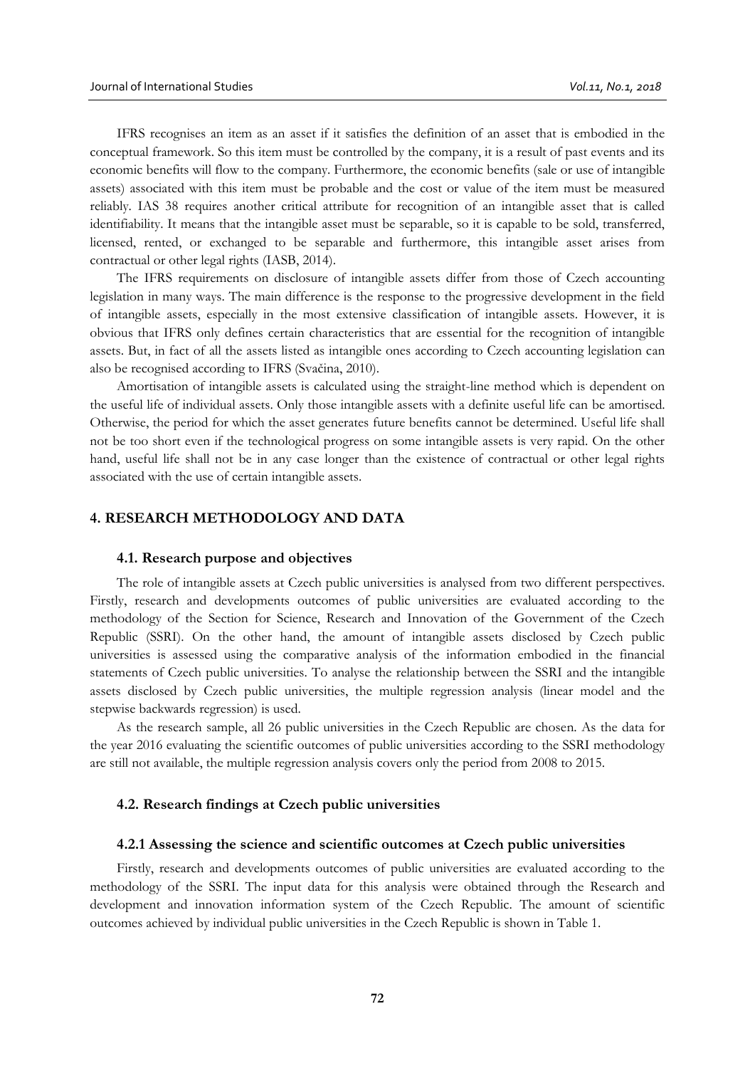IFRS recognises an item as an asset if it satisfies the definition of an asset that is embodied in the conceptual framework. So this item must be controlled by the company, it is a result of past events and its economic benefits will flow to the company. Furthermore, the economic benefits (sale or use of intangible assets) associated with this item must be probable and the cost or value of the item must be measured reliably. IAS 38 requires another critical attribute for recognition of an intangible asset that is called identifiability. It means that the intangible asset must be separable, so it is capable to be sold, transferred, licensed, rented, or exchanged to be separable and furthermore, this intangible asset arises from contractual or other legal rights (IASB, 2014).

The IFRS requirements on disclosure of intangible assets differ from those of Czech accounting legislation in many ways. The main difference is the response to the progressive development in the field of intangible assets, especially in the most extensive classification of intangible assets. However, it is obvious that IFRS only defines certain characteristics that are essential for the recognition of intangible assets. But, in fact of all the assets listed as intangible ones according to Czech accounting legislation can also be recognised according to IFRS (Svačina, 2010).

Amortisation of intangible assets is calculated using the straight-line method which is dependent on the useful life of individual assets. Only those intangible assets with a definite useful life can be amortised. Otherwise, the period for which the asset generates future benefits cannot be determined. Useful life shall not be too short even if the technological progress on some intangible assets is very rapid. On the other hand, useful life shall not be in any case longer than the existence of contractual or other legal rights associated with the use of certain intangible assets.

## 4. RESEARCH METHODOLOGY AND DATA

### 4.1. Research purpose and objectives

The role of intangible assets at Czech public universities is analysed from two different perspectives. Firstly, research and developments outcomes of public universities are evaluated according to the methodology of the Section for Science, Research and Innovation of the Government of the Czech Republic (SSRI). On the other hand, the amount of intangible assets disclosed by Czech public universities is assessed using the comparative analysis of the information embodied in the financial statements of Czech public universities. To analyse the relationship between the SSRI and the intangible assets disclosed by Czech public universities, the multiple regression analysis (linear model and the stepwise backwards regression) is used.

As the research sample, all 26 public universities in the Czech Republic are chosen. As the data for the year 2016 evaluating the scientific outcomes of public universities according to the SSRI methodology are still not available, the multiple regression analysis covers only the period from 2008 to 2015.

### 4.2. Research findings at Czech public universities

#### 4.2.1 Assessing the science and scientific outcomes at Czech public universities

Firstly, research and developments outcomes of public universities are evaluated according to the methodology of the SSRI. The input data for this analysis were obtained through the Research and development and innovation information system of the Czech Republic. The amount of scientific outcomes achieved by individual public universities in the Czech Republic is shown in Table 1.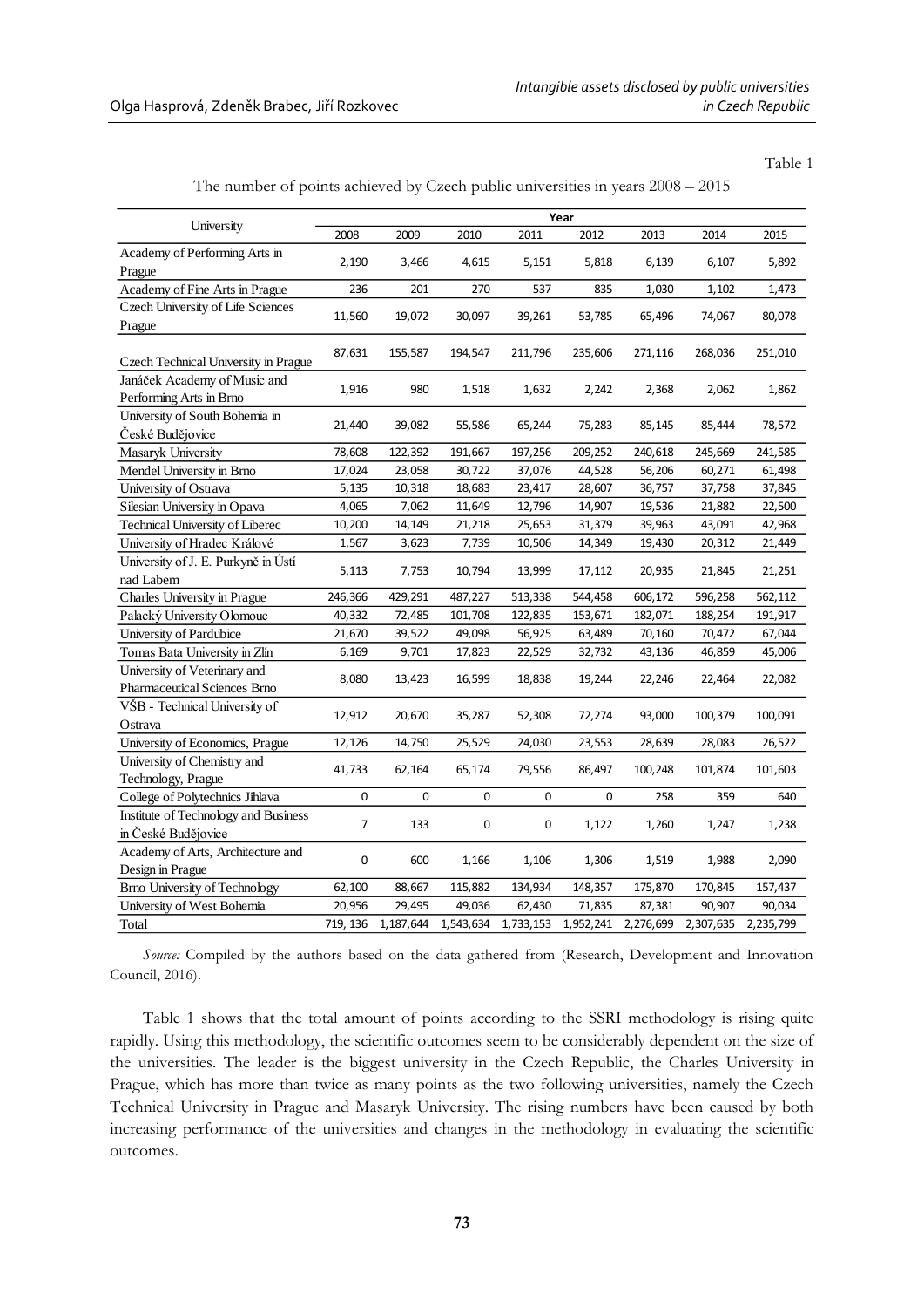Table 1

The number of points achieved by Czech public universities in years 2008 – 2015

| University | Year | | | | | | | |
|---|---|---|---|---|---|---|---|---|
| | 2008 | 2009 | 2010 | 2011 | 2012 | 2013 | 2014 | 2015 |
| Academy of Performing Arts in Prague | 2,190 | 3,466 | 4,615 | 5,151 | 5,818 | 6,139 | 6,107 | 5,892 |
| Academy of Fine Arts in Prague | 236 | 201 | 270 | 537 | 835 | 1,030 | 1,102 | 1,473 |
| Czech University of Life Sciences Prague | 11,560 | 19,072 | 30,097 | 39,261 | 53,785 | 65,496 | 74,067 | 80,078 |
| Czech Technical University in Prague | 87,631 | 155,587 | 194,547 | 211,796 | 235,606 | 271,116 | 268,036 | 251,010 |
| Janáček Academy of Music and Performing Arts in Brno | 1,916 | 980 | 1,518 | 1,632 | 2,242 | 2,368 | 2,062 | 1,862 |
| University of South Bohemia in České Budějovice | 21,440 | 39,082 | 55,586 | 65,244 | 75,283 | 85,145 | 85,444 | 78,572 |
| Masaryk University | 78,608 | 122,392 | 191,667 | 197,256 | 209,252 | 240,618 | 245,669 | 241,585 |
| Mendel University in Brno | 17,024 | 23,058 | 30,722 | 37,076 | 44,528 | 56,206 | 60,271 | 61,498 |
| University of Ostrava | 5,135 | 10,318 | 18,683 | 23,417 | 28,607 | 36,757 | 37,758 | 37,845 |
| Silesian University in Opava | 4,065 | 7,062 | 11,649 | 12,796 | 14,907 | 19,536 | 21,882 | 22,500 |
| Technical University of Liberec | 10,200 | 14,149 | 21,218 | 25,653 | 31,379 | 39,963 | 43,091 | 42,968 |
| University of Hradec Králové | 1,567 | 3,623 | 7,739 | 10,506 | 14,349 | 19,430 | 20,312 | 21,449 |
| University of J. E. Purkyně in Ústí nad Labem | 5,113 | 7,753 | 10,794 | 13,999 | 17,112 | 20,935 | 21,845 | 21,251 |
| Charles University in Prague | 246,366 | 429,291 | 487,227 | 513,338 | 544,458 | 606,172 | 596,258 | 562,112 |
| Palacký University Olomouc | 40,332 | 72,485 | 101,708 | 122,835 | 153,671 | 182,071 | 188,254 | 191,917 |
| University of Pardubice | 21,670 | 39,522 | 49,098 | 56,925 | 63,489 | 70,160 | 70,472 | 67,044 |
| Tomas Bata University in Zlín | 6,169 | 9,701 | 17,823 | 22,529 | 32,732 | 43,136 | 46,859 | 45,006 |
| University of Veterinary and Pharmaceutical Sciences Brno | 8,080 | 13,423 | 16,599 | 18,838 | 19,244 | 22,246 | 22,464 | 22,082 |
| VŠB - Technical University of Ostrava | 12,912 | 20,670 | 35,287 | 52,308 | 72,274 | 93,000 | 100,379 | 100,091 |
| University of Economics, Prague | 12,126 | 14,750 | 25,529 | 24,030 | 23,553 | 28,639 | 28,083 | 26,522 |
| University of Chemistry and Technology, Prague | 41,733 | 62,164 | 65,174 | 79,556 | 86,497 | 100,248 | 101,874 | 101,603 |
| College of Polytechnics Jihlava | 0 | 0 | 0 | 0 | 0 | 258 | 359 | 640 |
| Institute of Technology and Business in České Budějovice | 7 | 133 | 0 | 0 | 1,122 | 1,260 | 1,247 | 1,238 |
| Academy of Arts, Architecture and Design in Prague | 0 | 600 | 1,166 | 1,106 | 1,306 | 1,519 | 1,988 | 2,090 |
| Brno University of Technology | 62,100 | 88,667 | 115,882 | 134,934 | 148,357 | 175,870 | 170,845 | 157,437 |
| University of West Bohemia | 20,956 | 29,495 | 49,036 | 62,430 | 71,835 | 87,381 | 90,907 | 90,034 |
| Total | 719, 136 | 1,187,644 | 1,543,634 | 1,733,153 | 1,952,241 | 2,276,699 | 2,307,635 | 2,235,799 |

*Source:* Compiled by the authors based on the data gathered from (Research, Development and Innovation Council, 2016).

Table 1 shows that the total amount of points according to the SSRI methodology is rising quite rapidly. Using this methodology, the scientific outcomes seem to be considerably dependent on the size of the universities. The leader is the biggest university in the Czech Republic, the Charles University in Prague, which has more than twice as many points as the two following universities, namely the Czech Technical University in Prague and Masaryk University. The rising numbers have been caused by both increasing performance of the universities and changes in the methodology in evaluating the scientific outcomes.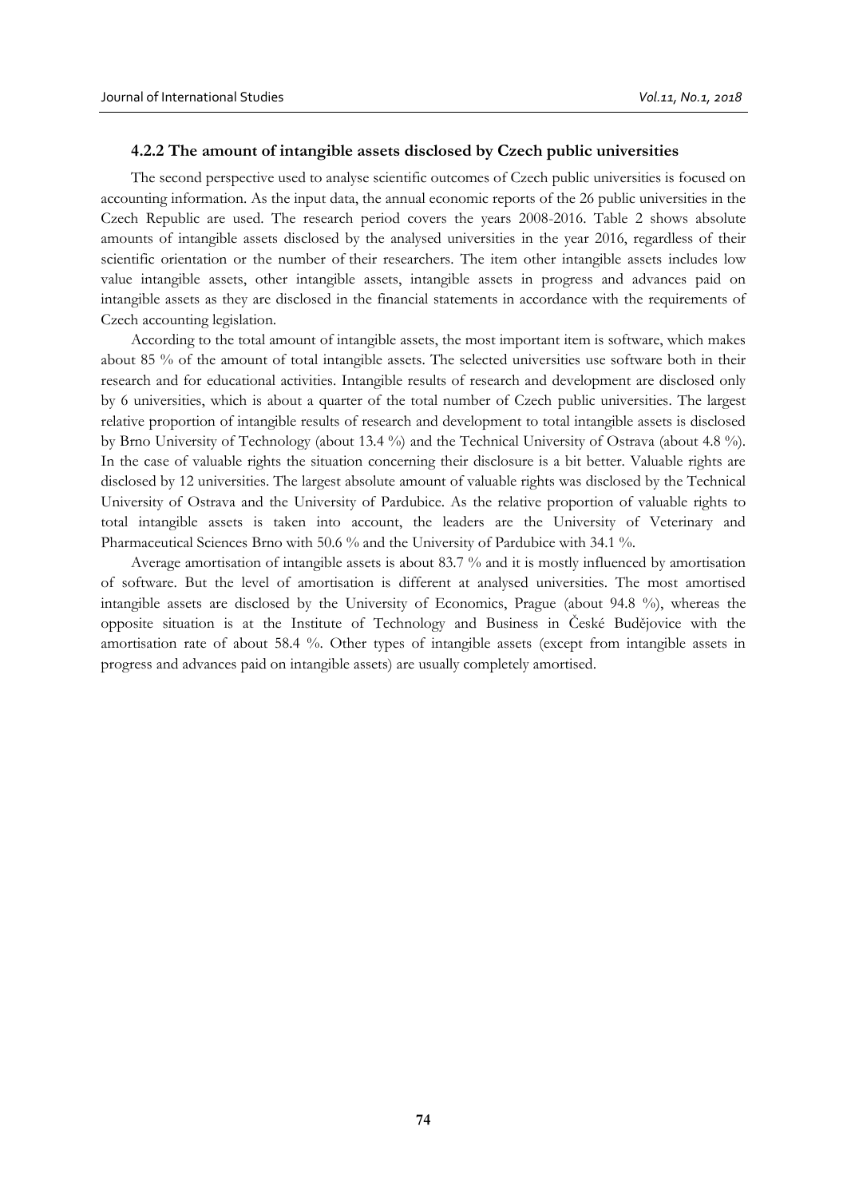### 4.2.2 The amount of intangible assets disclosed by Czech public universities

The second perspective used to analyse scientific outcomes of Czech public universities is focused on accounting information. As the input data, the annual economic reports of the 26 public universities in the Czech Republic are used. The research period covers the years 2008-2016. Table 2 shows absolute amounts of intangible assets disclosed by the analysed universities in the year 2016, regardless of their scientific orientation or the number of their researchers. The item other intangible assets includes low value intangible assets, other intangible assets, intangible assets in progress and advances paid on intangible assets as they are disclosed in the financial statements in accordance with the requirements of Czech accounting legislation.

According to the total amount of intangible assets, the most important item is software, which makes about 85 % of the amount of total intangible assets. The selected universities use software both in their research and for educational activities. Intangible results of research and development are disclosed only by 6 universities, which is about a quarter of the total number of Czech public universities. The largest relative proportion of intangible results of research and development to total intangible assets is disclosed by Brno University of Technology (about 13.4 %) and the Technical University of Ostrava (about 4.8 %). In the case of valuable rights the situation concerning their disclosure is a bit better. Valuable rights are disclosed by 12 universities. The largest absolute amount of valuable rights was disclosed by the Technical University of Ostrava and the University of Pardubice. As the relative proportion of valuable rights to total intangible assets is taken into account, the leaders are the University of Veterinary and Pharmaceutical Sciences Brno with 50.6 % and the University of Pardubice with 34.1 %.

Average amortisation of intangible assets is about 83.7 % and it is mostly influenced by amortisation of software. But the level of amortisation is different at analysed universities. The most amortised intangible assets are disclosed by the University of Economics, Prague (about 94.8 %), whereas the opposite situation is at the Institute of Technology and Business in České Budějovice with the amortisation rate of about 58.4 %. Other types of intangible assets (except from intangible assets in progress and advances paid on intangible assets) are usually completely amortised.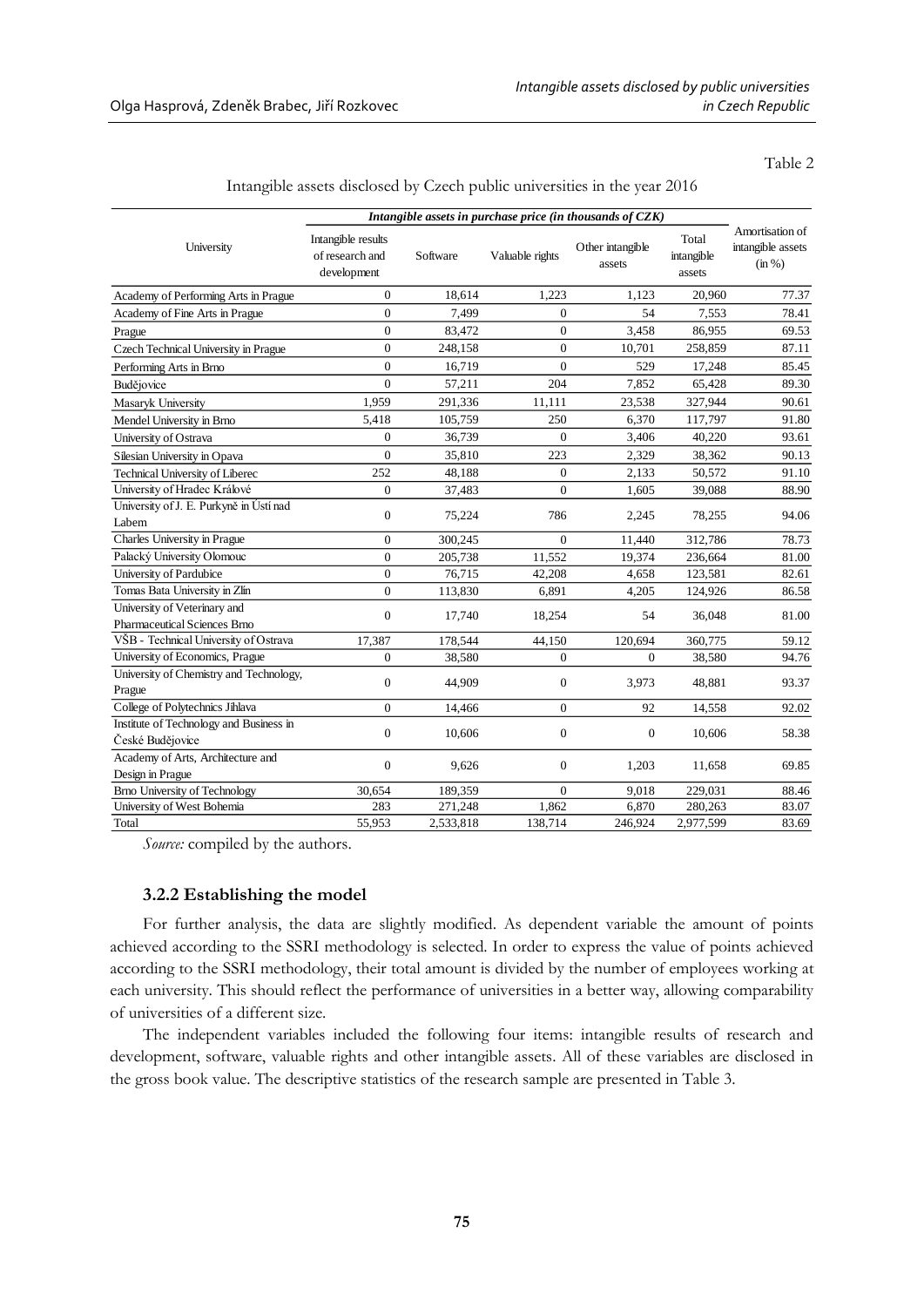Table 2

Intangible assets disclosed by Czech public universities in the year 2016

| University | *Intangible assets in purchase price (in thousands of CZK)* | | | | | Amortisation of intangible assets (in %) |
|---|---|---|---|---|---|---|
| | Intangible results of research and development | Software | Valuable rights | Other intangible assets | Total intangible assets | |
| Academy of Performing Arts in Prague | 0 | 18,614 | 1,223 | 1,123 | 20,960 | 77.37 |
| Academy of Fine Arts in Prague | 0 | 7,499 | 0 | 54 | 7,553 | 78.41 |
| Prague | 0 | 83,472 | 0 | 3,458 | 86,955 | 69.53 |
| Czech Technical University in Prague | 0 | 248,158 | 0 | 10,701 | 258,859 | 87.11 |
| Performing Arts in Brno | 0 | 16,719 | 0 | 529 | 17,248 | 85.45 |
| Budějovice | 0 | 57,211 | 204 | 7,852 | 65,428 | 89.30 |
| Masaryk University | 1,959 | 291,336 | 11,111 | 23,538 | 327,944 | 90.61 |
| Mendel University in Brno | 5,418 | 105,759 | 250 | 6,370 | 117,797 | 91.80 |
| University of Ostrava | 0 | 36,739 | 0 | 3,406 | 40,220 | 93.61 |
| Silesian University in Opava | 0 | 35,810 | 223 | 2,329 | 38,362 | 90.13 |
| Technical University of Liberec | 252 | 48,188 | 0 | 2,133 | 50,572 | 91.10 |
| University of Hradec Králové | 0 | 37,483 | 0 | 1,605 | 39,088 | 88.90 |
| University of J. E. Purkyně in Ústí nad Labem | 0 | 75,224 | 786 | 2,245 | 78,255 | 94.06 |
| Charles University in Prague | 0 | 300,245 | 0 | 11,440 | 312,786 | 78.73 |
| Palacký University Olomouc | 0 | 205,738 | 11,552 | 19,374 | 236,664 | 81.00 |
| University of Pardubice | 0 | 76,715 | 42,208 | 4,658 | 123,581 | 82.61 |
| Tomas Bata University in Zlín | 0 | 113,830 | 6,891 | 4,205 | 124,926 | 86.58 |
| University of Veterinary and Pharmaceutical Sciences Brno | 0 | 17,740 | 18,254 | 54 | 36,048 | 81.00 |
| VŠB - Technical University of Ostrava | 17,387 | 178,544 | 44,150 | 120,694 | 360,775 | 59.12 |
| University of Economics, Prague | 0 | 38,580 | 0 | 0 | 38,580 | 94.76 |
| University of Chemistry and Technology, Prague | 0 | 44,909 | 0 | 3,973 | 48,881 | 93.37 |
| College of Polytechnics Jihlava | 0 | 14,466 | 0 | 92 | 14,558 | 92.02 |
| Institute of Technology and Business in České Budějovice | 0 | 10,606 | 0 | 0 | 10,606 | 58.38 |
| Academy of Arts, Architecture and Design in Prague | 0 | 9,626 | 0 | 1,203 | 11,658 | 69.85 |
| Brno University of Technology | 30,654 | 189,359 | 0 | 9,018 | 229,031 | 88.46 |
| University of West Bohemia | 283 | 271,248 | 1,862 | 6,870 | 280,263 | 83.07 |
| Total | 55,953 | 2,533,818 | 138,714 | 246,924 | 2,977,599 | 83.69 |

*Source:* compiled by the authors.

### 3.2.2 Establishing the model

For further analysis, the data are slightly modified. As dependent variable the amount of points achieved according to the SSRI methodology is selected. In order to express the value of points achieved according to the SSRI methodology, their total amount is divided by the number of employees working at each university. This should reflect the performance of universities in a better way, allowing comparability of universities of a different size.

The independent variables included the following four items: intangible results of research and development, software, valuable rights and other intangible assets. All of these variables are disclosed in the gross book value. The descriptive statistics of the research sample are presented in Table 3.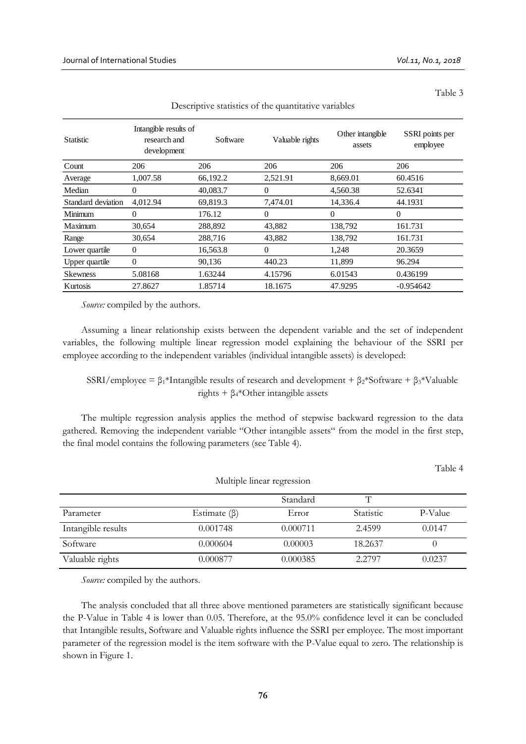Table 3

Descriptive statistics of the quantitative variables

| Statistic | Intangible results of research and development | Software | Valuable rights | Other intangible assets | SSRI points per employee |
|---|---|---|---|---|---|
| Count | 206 | 206 | 206 | 206 | 206 |
| Average | 1,007.58 | 66,192.2 | 2,521.91 | 8,669.01 | 60.4516 |
| Median | 0 | 40,083.7 | 0 | 4,560.38 | 52.6341 |
| Standard deviation | 4,012.94 | 69,819.3 | 7,474.01 | 14,336.4 | 44.1931 |
| Minimum | 0 | 176.12 | 0 | 0 | 0 |
| Maximum | 30,654 | 288,892 | 43,882 | 138,792 | 161.731 |
| Range | 30,654 | 288,716 | 43,882 | 138,792 | 161.731 |
| Lower quartile | 0 | 16,563.8 | 0 | 1,248 | 20.3659 |
| Upper quartile | 0 | 90,136 | 440.23 | 11,899 | 96.294 |
| Skewness | 5.08168 | 1.63244 | 4.15796 | 6.01543 | 0.436199 |
| Kurtosis | 27.8627 | 1.85714 | 18.1675 | 47.9295 | -0.954642 |

*Source:* compiled by the authors.

Assuming a linear relationship exists between the dependent variable and the set of independent variables, the following multiple linear regression model explaining the behaviour of the SSRI per employee according to the independent variables (individual intangible assets) is developed:

$$\text{SSRI/employee} = \beta_1\text{*Intangible results of research and development} + \beta_2\text{*Software} + \beta_3\text{*Valuable rights} + \beta_4\text{*Other intangible assets}$$

The multiple regression analysis applies the method of stepwise backward regression to the data gathered. Removing the independent variable "Other intangible assets" from the model in the first step, the final model contains the following parameters (see Table 4).

Table 4

Multiple linear regression

| Parameter | Estimate ($\beta$) | Standard Error | T Statistic | P-Value |
|---|---|---|---|---|
| Intangible results | 0.001748 | 0.000711 | 2.4599 | 0.0147 |
| Software | 0.000604 | 0.00003 | 18.2637 | 0 |
| Valuable rights | 0.000877 | 0.000385 | 2.2797 | 0.0237 |

*Source:* compiled by the authors.

The analysis concluded that all three above mentioned parameters are statistically significant because the P-Value in Table 4 is lower than 0.05. Therefore, at the 95.0% confidence level it can be concluded that Intangible results, Software and Valuable rights influence the SSRI per employee. The most important parameter of the regression model is the item software with the P-Value equal to zero. The relationship is shown in Figure 1.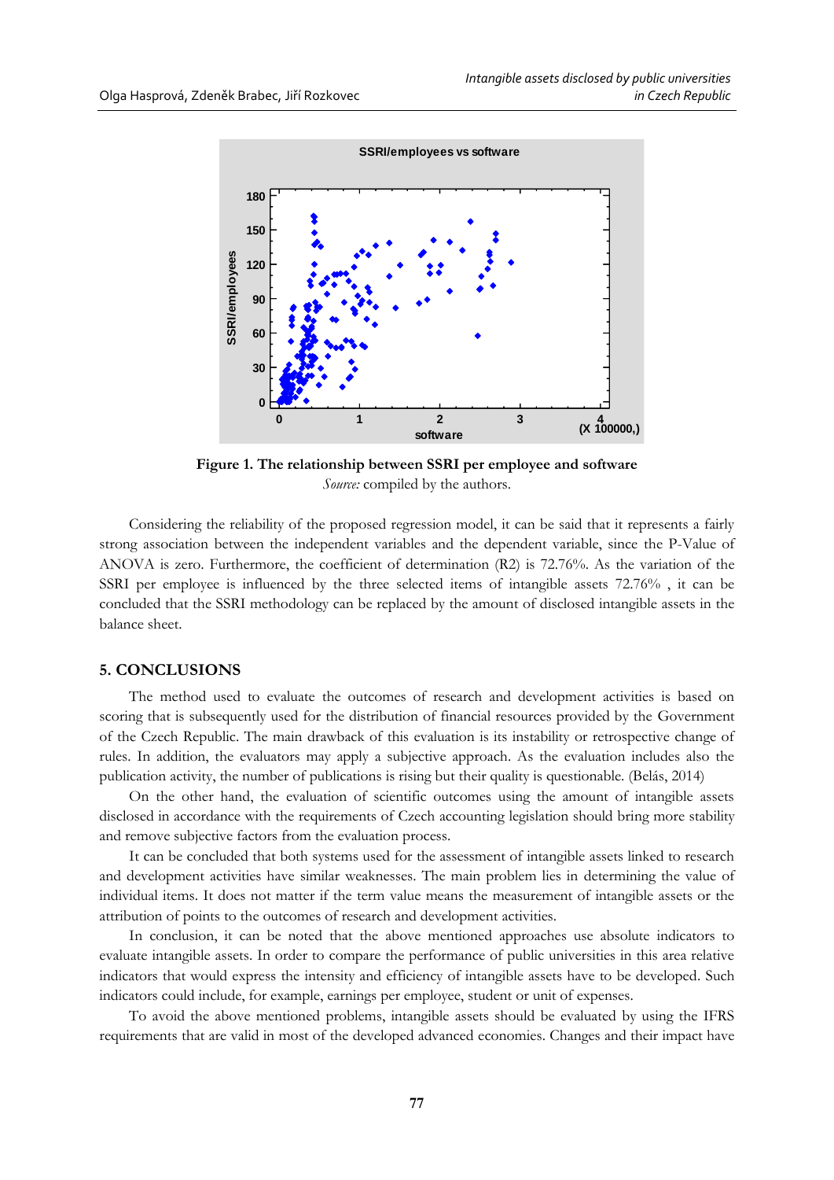**Figure 1. The relationship between SSRI per employee and software**

*Source:* compiled by the authors.

Considering the reliability of the proposed regression model, it can be said that it represents a fairly strong association between the independent variables and the dependent variable, since the P-Value of ANOVA is zero. Furthermore, the coefficient of determination (R2) is 72.76%. As the variation of the SSRI per employee is influenced by the three selected items of intangible assets 72.76% , it can be concluded that the SSRI methodology can be replaced by the amount of disclosed intangible assets in the balance sheet.

## 5. CONCLUSIONS

The method used to evaluate the outcomes of research and development activities is based on scoring that is subsequently used for the distribution of financial resources provided by the Government of the Czech Republic. The main drawback of this evaluation is its instability or retrospective change of rules. In addition, the evaluators may apply a subjective approach. As the evaluation includes also the publication activity, the number of publications is rising but their quality is questionable. (Belás, 2014)

On the other hand, the evaluation of scientific outcomes using the amount of intangible assets disclosed in accordance with the requirements of Czech accounting legislation should bring more stability and remove subjective factors from the evaluation process.

It can be concluded that both systems used for the assessment of intangible assets linked to research and development activities have similar weaknesses. The main problem lies in determining the value of individual items. It does not matter if the term value means the measurement of intangible assets or the attribution of points to the outcomes of research and development activities.

In conclusion, it can be noted that the above mentioned approaches use absolute indicators to evaluate intangible assets. In order to compare the performance of public universities in this area relative indicators that would express the intensity and efficiency of intangible assets have to be developed. Such indicators could include, for example, earnings per employee, student or unit of expenses.

To avoid the above mentioned problems, intangible assets should be evaluated by using the IFRS requirements that are valid in most of the developed advanced economies. Changes and their impact have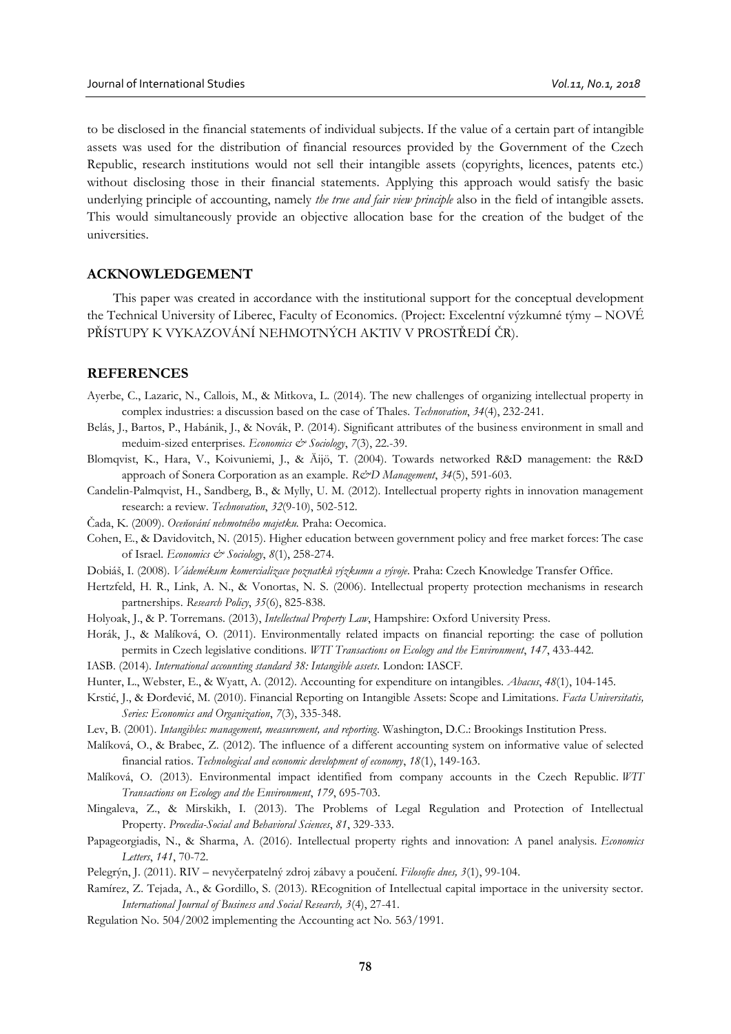to be disclosed in the financial statements of individual subjects. If the value of a certain part of intangible assets was used for the distribution of financial resources provided by the Government of the Czech Republic, research institutions would not sell their intangible assets (copyrights, licences, patents etc.) without disclosing those in their financial statements. Applying this approach would satisfy the basic underlying principle of accounting, namely *the true and fair view principle* also in the field of intangible assets. This would simultaneously provide an objective allocation base for the creation of the budget of the universities.

## ACKNOWLEDGEMENT

This paper was created in accordance with the institutional support for the conceptual development the Technical University of Liberec, Faculty of Economics. (Project: Excelentní výzkumné týmy – NOVÉ PŘÍSTUPY K VYKAZOVÁNÍ NEHMOTNÝCH AKTIV V PROSTŘEDÍ ČR).

## REFERENCES

Ayerbe, C., Lazaric, N., Callois, M., & Mitkova, L. (2014). The new challenges of organizing intellectual property in complex industries: a discussion based on the case of Thales. *Technovation*, *34*(4), 232-241.

Belás, J., Bartos, P., Habánik, J., & Novák, P. (2014). Significant attributes of the business environment in small and meduim-sized enterprises. *Economics & Sociology*, *7*(3), 22.-39.

Blomqvist, K., Hara, V., Koivuniemi, J., & Äijö, T. (2004). Towards networked R&D management: the R&D approach of Sonera Corporation as an example. *R&D Management*, *34*(5), 591-603.

Candelin-Palmqvist, H., Sandberg, B., & Mylly, U. M. (2012). Intellectual property rights in innovation management research: a review. *Technovation*, *32*(9-10), 502-512.

Čada, K. (2009). *Oceňování nehmotného majetku*. Praha: Oecomica.

Cohen, E., & Davidovitch, N. (2015). Higher education between government policy and free market forces: The case of Israel. *Economics & Sociology*, *8*(1), 258-274.

Dobiáš, I. (2008). *Vádemékum komercializace poznatků výzkumu a vývoje*. Praha: Czech Knowledge Transfer Office.

Hertzfeld, H. R., Link, A. N., & Vonortas, N. S. (2006). Intellectual property protection mechanisms in research partnerships. *Research Policy*, *35*(6), 825-838.

Holyoak, J., & P. Torremans. (2013), *Intellectual Property Law*, Hampshire: Oxford University Press.

Horák, J., & Malíková, O. (2011). Environmentally related impacts on financial reporting: the case of pollution permits in Czech legislative conditions. *WIT Transactions on Ecology and the Environment*, *147*, 433-442.

IASB. (2014). *International accounting standard 38: Intangible assets*. London: IASCF.

Hunter, L., Webster, E., & Wyatt, A. (2012). Accounting for expenditure on intangibles. *Abacus*, *48*(1), 104-145.

Krstić, J., & Đorđević, M. (2010). Financial Reporting on Intangible Assets: Scope and Limitations. *Facta Universitatis, Series: Economics and Organization*, *7*(3), 335-348.

Lev, B. (2001). *Intangibles: management, measurement, and reporting*. Washington, D.C.: Brookings Institution Press.

Malíková, O., & Brabec, Z. (2012). The influence of a different accounting system on informative value of selected financial ratios. *Technological and economic development of economy*, *18*(1), 149-163.

Malíková, O. (2013). Environmental impact identified from company accounts in the Czech Republic. *WIT Transactions on Ecology and the Environment*, *179*, 695-703.

Mingaleva, Z., & Mirskikh, I. (2013). The Problems of Legal Regulation and Protection of Intellectual Property. *Procedia-Social and Behavioral Sciences*, *81*, 329-333.

Papageorgiadis, N., & Sharma, A. (2016). Intellectual property rights and innovation: A panel analysis. *Economics Letters*, *141*, 70-72.

Pelegrýn, J. (2011). RIV – nevyčerpatelný zdroj zábavy a poučení. *Filosofie dnes, 3*(1), 99-104.

Ramírez, Z. Tejada, A., & Gordillo, S. (2013). REcognition of Intellectual capital importace in the university sector. *International Journal of Business and Social Research, 3*(4), 27-41.

Regulation No. 504/2002 implementing the Accounting act No. 563/1991.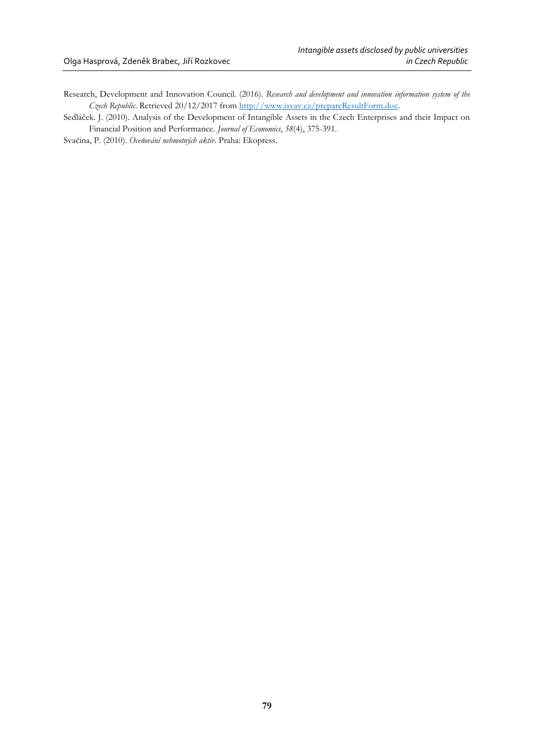Research, Development and Innovation Council. (2016). *Research and development and innovation information system of the Czech Republic*. Retrieved 20/12/2017 from [http://www.isvav.cz/prepareResultForm.doc](http://www.isvav.cz/prepareResultForm.doc).

Sedláček. J. (2010). Analysis of the Development of Intangible Assets in the Czech Enterprises and their Impact on Financial Position and Performance. *Journal of Economics*, *58*(4), 375-391.

Svačina, P. (2010). *Oceňování nehmotných aktiv*. Praha: Ekopress.